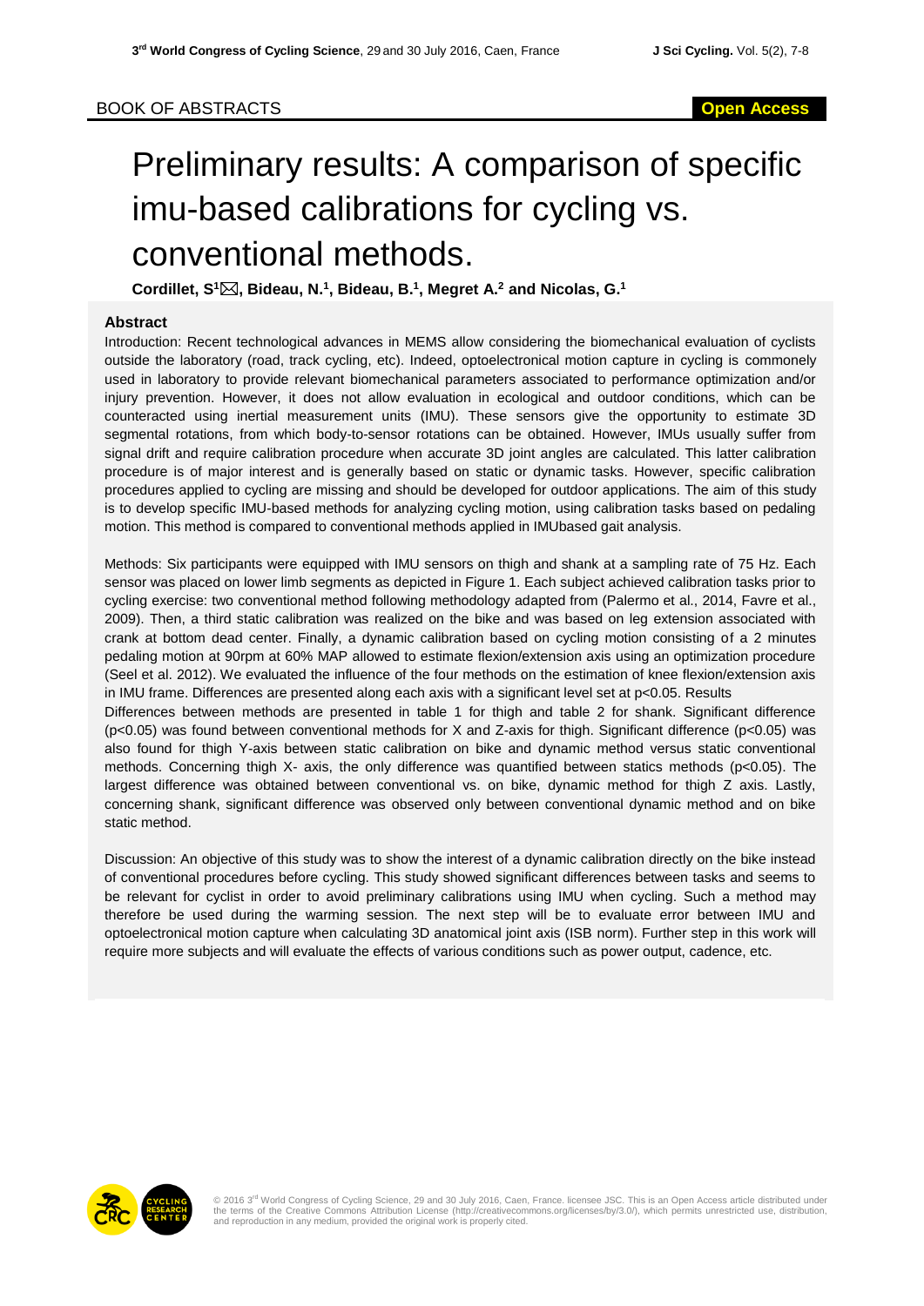BOOK OF ABSTRACTS

**Open Access**

# Preliminary results: A comparison of specific imu-based calibrations for cycling vs. conventional methods.

**Cordillet, S[1]✉, Bideau, N.[1], Bideau, B.[1], Megret A.[2] and Nicolas, G.[1]**

## Abstract

Introduction: Recent technological advances in MEMS allow considering the biomechanical evaluation of cyclists outside the laboratory (road, track cycling, etc). Indeed, optoelectronical motion capture in cycling is commonely used in laboratory to provide relevant biomechanical parameters associated to performance optimization and/or injury prevention. However, it does not allow evaluation in ecological and outdoor conditions, which can be counteracted using inertial measurement units (IMU). These sensors give the opportunity to estimate 3D segmental rotations, from which body-to-sensor rotations can be obtained. However, IMUs usually suffer from signal drift and require calibration procedure when accurate 3D joint angles are calculated. This latter calibration procedure is of major interest and is generally based on static or dynamic tasks. However, specific calibration procedures applied to cycling are missing and should be developed for outdoor applications. The aim of this study is to develop specific IMU-based methods for analyzing cycling motion, using calibration tasks based on pedaling motion. This method is compared to conventional methods applied in IMUbased gait analysis.

Methods: Six participants were equipped with IMU sensors on thigh and shank at a sampling rate of 75 Hz. Each sensor was placed on lower limb segments as depicted in Figure 1. Each subject achieved calibration tasks prior to cycling exercise: two conventional method following methodology adapted from (Palermo et al., 2014, Favre et al., 2009). Then, a third static calibration was realized on the bike and was based on leg extension associated with crank at bottom dead center. Finally, a dynamic calibration based on cycling motion consisting of a 2 minutes pedaling motion at 90rpm at 60% MAP allowed to estimate flexion/extension axis using an optimization procedure (Seel et al. 2012). We evaluated the influence of the four methods on the estimation of knee flexion/extension axis in IMU frame. Differences are presented along each axis with a significant level set at $p<0.05$. Results

Differences between methods are presented in table 1 for thigh and table 2 for shank. Significant difference ($p<0.05$) was found between conventional methods for X and Z-axis for thigh. Significant difference ($p<0.05$) was also found for thigh Y-axis between static calibration on bike and dynamic method versus static conventional methods. Concerning thigh X- axis, the only difference was quantified between statics methods ($p<0.05$). The largest difference was obtained between conventional vs. on bike, dynamic method for thigh Z axis. Lastly, concerning shank, significant difference was observed only between conventional dynamic method and on bike static method.

Discussion: An objective of this study was to show the interest of a dynamic calibration directly on the bike instead of conventional procedures before cycling. This study showed significant differences between tasks and seems to be relevant for cyclist in order to avoid preliminary calibrations using IMU when cycling. Such a method may therefore be used during the warming session. The next step will be to evaluate error between IMU and optoelectronical motion capture when calculating 3D anatomical joint axis (ISB norm). Further step in this work will require more subjects and will evaluate the effects of various conditions such as power output, cadence, etc.

© 2016 3rd World Congress of Cycling Science, 29 and 30 July 2016, Caen, France. licensee JSC. This is an Open Access article distributed under the terms of the Creative Commons Attribution License (http://creativecommons.org/licenses/by/3.0/), which permits unrestricted use, distribution, and reproduction in any medium, provided the original work is properly cited.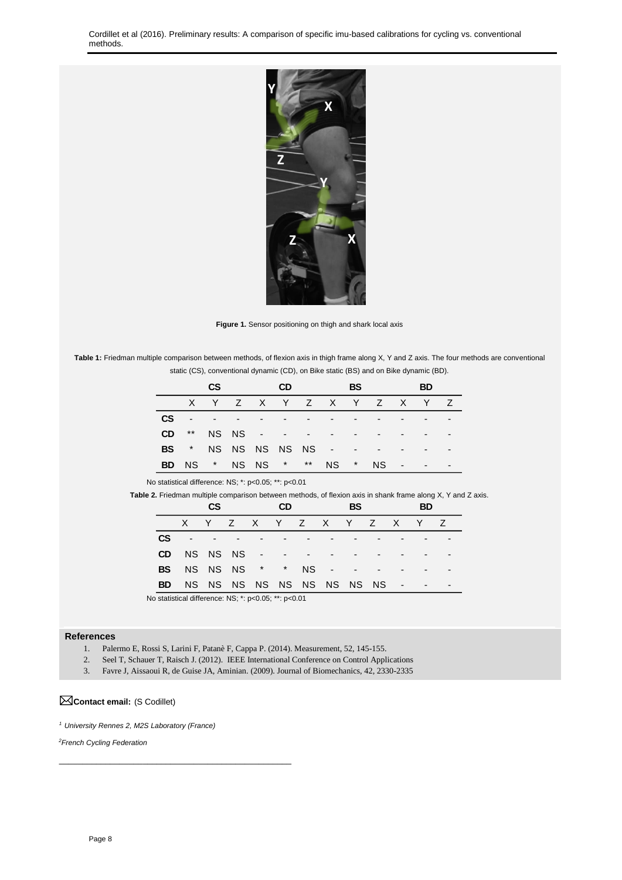Figure 1. Sensor positioning on thigh and shark local axis

**Table 1:** Friedman multiple comparison between methods, of flexion axis in thigh frame along X, Y and Z axis. The four methods are conventional static (CS), conventional dynamic (CD), on Bike static (BS) and on Bike dynamic (BD).

| | CS | | | CD | | | BS | | | BD | | |
|---|---|---|---|---|---|---|---|---|---|---|---|---|
| | X | Y | Z | X | Y | Z | X | Y | Z | X | Y | Z |
| **CS** | - | - | - | - | - | - | - | - | - | - | - | - |
| **CD** | ** | NS | NS | - | - | - | - | - | - | - | - | - |
| **BS** | * | NS | NS | NS | NS | NS | - | - | - | - | - | - |
| **BD** | NS | * | NS | NS | * | ** | NS | * | NS | - | - | - |

No statistical difference: NS; *: p<0.05; **: p<0.01

**Table 2.** Friedman multiple comparison between methods, of flexion axis in shank frame along X, Y and Z axis.

| | CS | | | CD | | | BS | | | BD | | |
|---|---|---|---|---|---|---|---|---|---|---|---|---|
| | X | Y | Z | X | Y | Z | X | Y | Z | X | Y | Z |
| **CS** | - | - | - | - | - | - | - | - | - | - | - | - |
| **CD** | NS | NS | NS | - | - | - | - | - | - | - | - | - |
| **BS** | NS | NS | NS | * | * | NS | - | - | - | - | - | - |
| **BD** | NS | NS | NS | NS | NS | NS | NS | NS | NS | - | - | - |

No statistical difference: NS; *: p<0.05; **: p<0.01

## References

1. Palermo E, Rossi S, Larini F, Patanè F, Cappa P. (2014). Measurement, 52, 145-155.
2. Seel T, Schauer T, Raisch J. (2012). IEEE International Conference on Control Applications
3. Favre J, Aissaoui R, de Guise JA, Aminian. (2009). Journal of Biomechanics, 42, 2330-2335

**Contact email:** (S Codillet)

[1] *University Rennes 2, M2S Laboratory (France)*

[2] *French Cycling Federation*